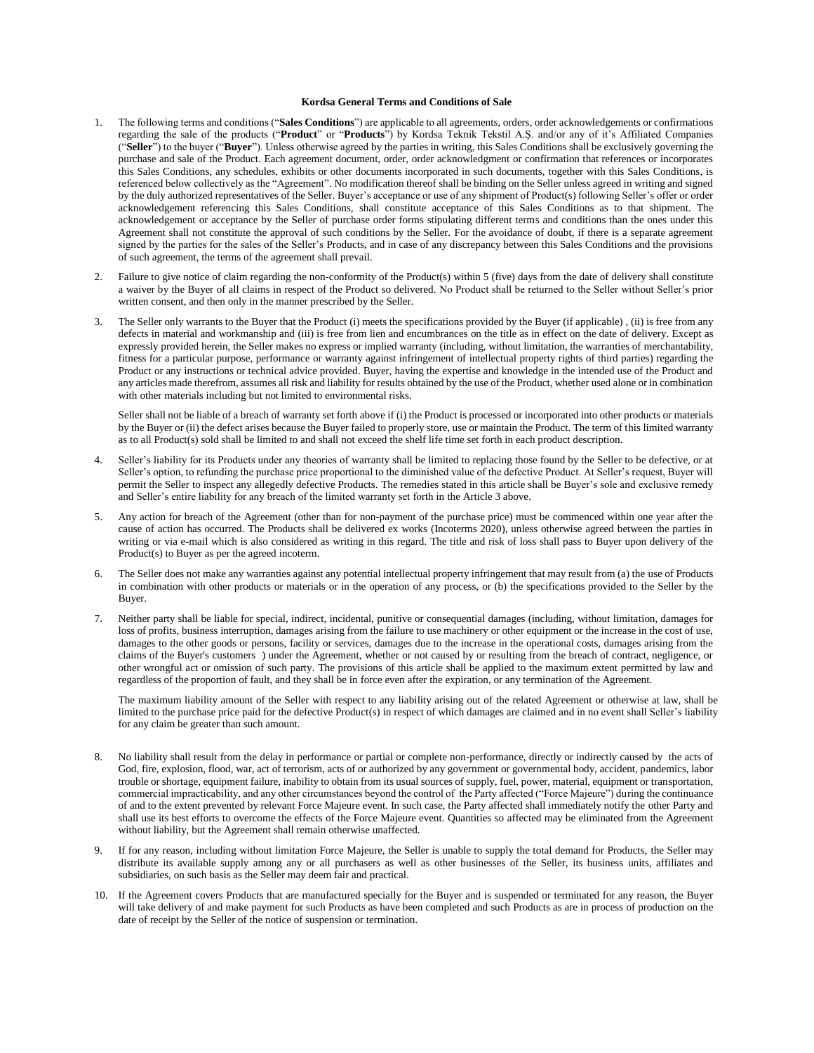**Kordsa General Terms and Conditions of Sale**

1. The following terms and conditions ("**Sales Conditions**") are applicable to all agreements, orders, order acknowledgements or confirmations regarding the sale of the products ("**Product**" or "**Products**") by Kordsa Teknik Tekstil A.Ş. and/or any of it's Affiliated Companies ("**Seller**") to the buyer ("**Buyer**"). Unless otherwise agreed by the parties in writing, this Sales Conditions shall be exclusively governing the purchase and sale of the Product. Each agreement document, order, order acknowledgment or confirmation that references or incorporates this Sales Conditions, any schedules, exhibits or other documents incorporated in such documents, together with this Sales Conditions, is referenced below collectively as the "Agreement". No modification thereof shall be binding on the Seller unless agreed in writing and signed by the duly authorized representatives of the Seller. Buyer's acceptance or use of any shipment of Product(s) following Seller's offer or order acknowledgement referencing this Sales Conditions, shall constitute acceptance of this Sales Conditions as to that shipment. The acknowledgement or acceptance by the Seller of purchase order forms stipulating different terms and conditions than the ones under this Agreement shall not constitute the approval of such conditions by the Seller. For the avoidance of doubt, if there is a separate agreement signed by the parties for the sales of the Seller's Products, and in case of any discrepancy between this Sales Conditions and the provisions of such agreement, the terms of the agreement shall prevail.

2. Failure to give notice of claim regarding the non-conformity of the Product(s) within 5 (five) days from the date of delivery shall constitute a waiver by the Buyer of all claims in respect of the Product so delivered. No Product shall be returned to the Seller without Seller's prior written consent, and then only in the manner prescribed by the Seller.

3. The Seller only warrants to the Buyer that the Product (i) meets the specifications provided by the Buyer (if applicable) , (ii) is free from any defects in material and workmanship and (iii) is free from lien and encumbrances on the title as in effect on the date of delivery. Except as expressly provided herein, the Seller makes no express or implied warranty (including, without limitation, the warranties of merchantability, fitness for a particular purpose, performance or warranty against infringement of intellectual property rights of third parties) regarding the Product or any instructions or technical advice provided. Buyer, having the expertise and knowledge in the intended use of the Product and any articles made therefrom, assumes all risk and liability for results obtained by the use of the Product, whether used alone or in combination with other materials including but not limited to environmental risks.

   Seller shall not be liable of a breach of warranty set forth above if (i) the Product is processed or incorporated into other products or materials by the Buyer or (ii) the defect arises because the Buyer failed to properly store, use or maintain the Product. The term of this limited warranty as to all Product(s) sold shall be limited to and shall not exceed the shelf life time set forth in each product description.

4. Seller's liability for its Products under any theories of warranty shall be limited to replacing those found by the Seller to be defective, or at Seller's option, to refunding the purchase price proportional to the diminished value of the defective Product. At Seller's request, Buyer will permit the Seller to inspect any allegedly defective Products. The remedies stated in this article shall be Buyer's sole and exclusive remedy and Seller's entire liability for any breach of the limited warranty set forth in the Article 3 above.

5. Any action for breach of the Agreement (other than for non-payment of the purchase price) must be commenced within one year after the cause of action has occurred. The Products shall be delivered ex works (Incoterms 2020), unless otherwise agreed between the parties in writing or via e-mail which is also considered as writing in this regard. The title and risk of loss shall pass to Buyer upon delivery of the Product(s) to Buyer as per the agreed incoterm.

6. The Seller does not make any warranties against any potential intellectual property infringement that may result from (a) the use of Products in combination with other products or materials or in the operation of any process, or (b) the specifications provided to the Seller by the Buyer.

7. Neither party shall be liable for special, indirect, incidental, punitive or consequential damages (including, without limitation, damages for loss of profits, business interruption, damages arising from the failure to use machinery or other equipment or the increase in the cost of use, damages to the other goods or persons, facility or services, damages due to the increase in the operational costs, damages arising from the claims of the Buyer's customers ) under the Agreement, whether or not caused by or resulting from the breach of contract, negligence, or other wrongful act or omission of such party. The provisions of this article shall be applied to the maximum extent permitted by law and regardless of the proportion of fault, and they shall be in force even after the expiration, or any termination of the Agreement.

   The maximum liability amount of the Seller with respect to any liability arising out of the related Agreement or otherwise at law, shall be limited to the purchase price paid for the defective Product(s) in respect of which damages are claimed and in no event shall Seller's liability for any claim be greater than such amount.

8. No liability shall result from the delay in performance or partial or complete non-performance, directly or indirectly caused by the acts of God, fire, explosion, flood, war, act of terrorism, acts of or authorized by any government or governmental body, accident, pandemics, labor trouble or shortage, equipment failure, inability to obtain from its usual sources of supply, fuel, power, material, equipment or transportation, commercial impracticability, and any other circumstances beyond the control of the Party affected ("Force Majeure") during the continuance of and to the extent prevented by relevant Force Majeure event. In such case, the Party affected shall immediately notify the other Party and shall use its best efforts to overcome the effects of the Force Majeure event. Quantities so affected may be eliminated from the Agreement without liability, but the Agreement shall remain otherwise unaffected.

9. If for any reason, including without limitation Force Majeure, the Seller is unable to supply the total demand for Products, the Seller may distribute its available supply among any or all purchasers as well as other businesses of the Seller, its business units, affiliates and subsidiaries, on such basis as the Seller may deem fair and practical.

10. If the Agreement covers Products that are manufactured specially for the Buyer and is suspended or terminated for any reason, the Buyer will take delivery of and make payment for such Products as have been completed and such Products as are in process of production on the date of receipt by the Seller of the notice of suspension or termination.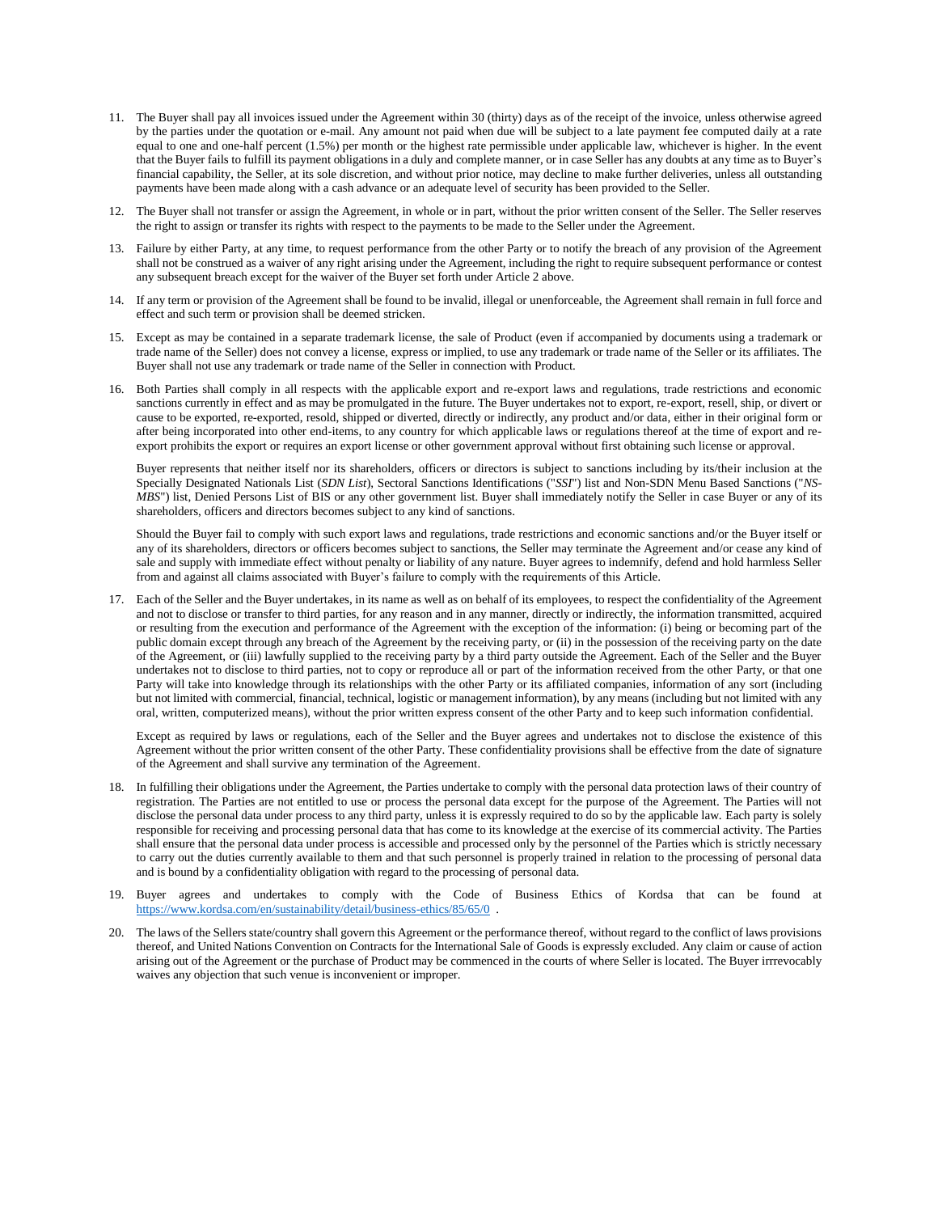11. The Buyer shall pay all invoices issued under the Agreement within 30 (thirty) days as of the receipt of the invoice, unless otherwise agreed by the parties under the quotation or e-mail. Any amount not paid when due will be subject to a late payment fee computed daily at a rate equal to one and one-half percent (1.5%) per month or the highest rate permissible under applicable law, whichever is higher. In the event that the Buyer fails to fulfill its payment obligations in a duly and complete manner, or in case Seller has any doubts at any time as to Buyer's financial capability, the Seller, at its sole discretion, and without prior notice, may decline to make further deliveries, unless all outstanding payments have been made along with a cash advance or an adequate level of security has been provided to the Seller.

12. The Buyer shall not transfer or assign the Agreement, in whole or in part, without the prior written consent of the Seller. The Seller reserves the right to assign or transfer its rights with respect to the payments to be made to the Seller under the Agreement.

13. Failure by either Party, at any time, to request performance from the other Party or to notify the breach of any provision of the Agreement shall not be construed as a waiver of any right arising under the Agreement, including the right to require subsequent performance or contest any subsequent breach except for the waiver of the Buyer set forth under Article 2 above.

14. If any term or provision of the Agreement shall be found to be invalid, illegal or unenforceable, the Agreement shall remain in full force and effect and such term or provision shall be deemed stricken.

15. Except as may be contained in a separate trademark license, the sale of Product (even if accompanied by documents using a trademark or trade name of the Seller) does not convey a license, express or implied, to use any trademark or trade name of the Seller or its affiliates. The Buyer shall not use any trademark or trade name of the Seller in connection with Product.

16. Both Parties shall comply in all respects with the applicable export and re-export laws and regulations, trade restrictions and economic sanctions currently in effect and as may be promulgated in the future. The Buyer undertakes not to export, re-export, resell, ship, or divert or cause to be exported, re-exported, resold, shipped or diverted, directly or indirectly, any product and/or data, either in their original form or after being incorporated into other end-items, to any country for which applicable laws or regulations thereof at the time of export and re-export prohibits the export or requires an export license or other government approval without first obtaining such license or approval.

    Buyer represents that neither itself nor its shareholders, officers or directors is subject to sanctions including by its/their inclusion at the Specially Designated Nationals List (*SDN List*), Sectoral Sanctions Identifications ("*SSI*") list and Non-SDN Menu Based Sanctions ("*NS-MBS*") list, Denied Persons List of BIS or any other government list. Buyer shall immediately notify the Seller in case Buyer or any of its shareholders, officers and directors becomes subject to any kind of sanctions.

    Should the Buyer fail to comply with such export laws and regulations, trade restrictions and economic sanctions and/or the Buyer itself or any of its shareholders, directors or officers becomes subject to sanctions, the Seller may terminate the Agreement and/or cease any kind of sale and supply with immediate effect without penalty or liability of any nature. Buyer agrees to indemnify, defend and hold harmless Seller from and against all claims associated with Buyer's failure to comply with the requirements of this Article.

17. Each of the Seller and the Buyer undertakes, in its name as well as on behalf of its employees, to respect the confidentiality of the Agreement and not to disclose or transfer to third parties, for any reason and in any manner, directly or indirectly, the information transmitted, acquired or resulting from the execution and performance of the Agreement with the exception of the information: (i) being or becoming part of the public domain except through any breach of the Agreement by the receiving party, or (ii) in the possession of the receiving party on the date of the Agreement, or (iii) lawfully supplied to the receiving party by a third party outside the Agreement. Each of the Seller and the Buyer undertakes not to disclose to third parties, not to copy or reproduce all or part of the information received from the other Party, or that one Party will take into knowledge through its relationships with the other Party or its affiliated companies, information of any sort (including but not limited with commercial, financial, technical, logistic or management information), by any means (including but not limited with any oral, written, computerized means), without the prior written express consent of the other Party and to keep such information confidential.

    Except as required by laws or regulations, each of the Seller and the Buyer agrees and undertakes not to disclose the existence of this Agreement without the prior written consent of the other Party. These confidentiality provisions shall be effective from the date of signature of the Agreement and shall survive any termination of the Agreement.

18. In fulfilling their obligations under the Agreement, the Parties undertake to comply with the personal data protection laws of their country of registration. The Parties are not entitled to use or process the personal data except for the purpose of the Agreement. The Parties will not disclose the personal data under process to any third party, unless it is expressly required to do so by the applicable law. Each party is solely responsible for receiving and processing personal data that has come to its knowledge at the exercise of its commercial activity. The Parties shall ensure that the personal data under process is accessible and processed only by the personnel of the Parties which is strictly necessary to carry out the duties currently available to them and that such personnel is properly trained in relation to the processing of personal data and is bound by a confidentiality obligation with regard to the processing of personal data.

19. Buyer agrees and undertakes to comply with the Code of Business Ethics of Kordsa that can be found at https://www.kordsa.com/en/sustainability/detail/business-ethics/85/65/0 .

20. The laws of the Sellers state/country shall govern this Agreement or the performance thereof, without regard to the conflict of laws provisions thereof, and United Nations Convention on Contracts for the International Sale of Goods is expressly excluded. Any claim or cause of action arising out of the Agreement or the purchase of Product may be commenced in the courts of where Seller is located. The Buyer irrrevocably waives any objection that such venue is inconvenient or improper.